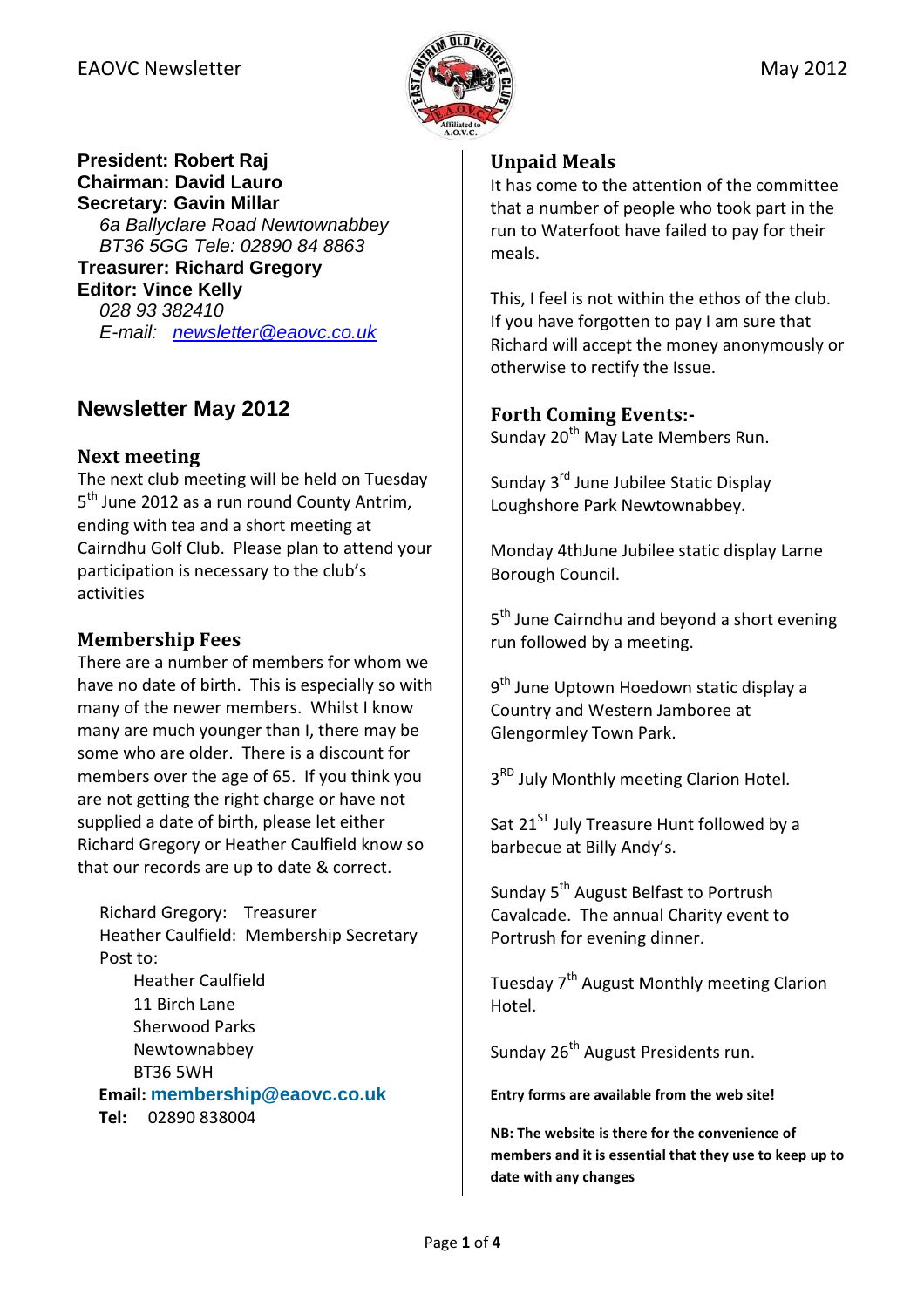**President: Robert Raj**
**Chairman: David Lauro**
**Secretary: Gavin Millar**
*6a Ballyclare Road Newtownabbey*
*BT36 5GG Tele: 02890 84 8863*
**Treasurer: Richard Gregory**
**Editor: Vince Kelly**
*028 93 382410*
*E-mail: newsletter@eaovc.co.uk*

## Newsletter May 2012

### Next meeting

The next club meeting will be held on Tuesday 5th June 2012 as a run round County Antrim, ending with tea and a short meeting at Cairndhu Golf Club. Please plan to attend your participation is necessary to the club's activities

### Membership Fees

There are a number of members for whom we have no date of birth. This is especially so with many of the newer members. Whilst I know many are much younger than I, there may be some who are older. There is a discount for members over the age of 65. If you think you are not getting the right charge or have not supplied a date of birth, please let either Richard Gregory or Heather Caulfield know so that our records are up to date & correct.

Richard Gregory: Treasurer
Heather Caulfield: Membership Secretary
Post to:
Heather Caulfield
11 Birch Lane
Sherwood Parks
Newtownabbey
BT36 5WH
**Email: membership@eaovc.co.uk**
**Tel:** 02890 838004

### Unpaid Meals

It has come to the attention of the committee that a number of people who took part in the run to Waterfoot have failed to pay for their meals.

This, I feel is not within the ethos of the club. If you have forgotten to pay I am sure that Richard will accept the money anonymously or otherwise to rectify the Issue.

### Forth Coming Events:-

Sunday 20th May Late Members Run.

Sunday 3rd June Jubilee Static Display Loughshore Park Newtownabbey.

Monday 4thJune Jubilee static display Larne Borough Council.

5th June Cairndhu and beyond a short evening run followed by a meeting.

9th June Uptown Hoedown static display a Country and Western Jamboree at Glengormley Town Park.

3RD July Monthly meeting Clarion Hotel.

Sat 21ST July Treasure Hunt followed by a barbecue at Billy Andy's.

Sunday 5th August Belfast to Portrush Cavalcade. The annual Charity event to Portrush for evening dinner.

Tuesday 7th August Monthly meeting Clarion Hotel.

Sunday 26th August Presidents run.

**Entry forms are available from the web site!**

**NB: The website is there for the convenience of members and it is essential that they use to keep up to date with any changes**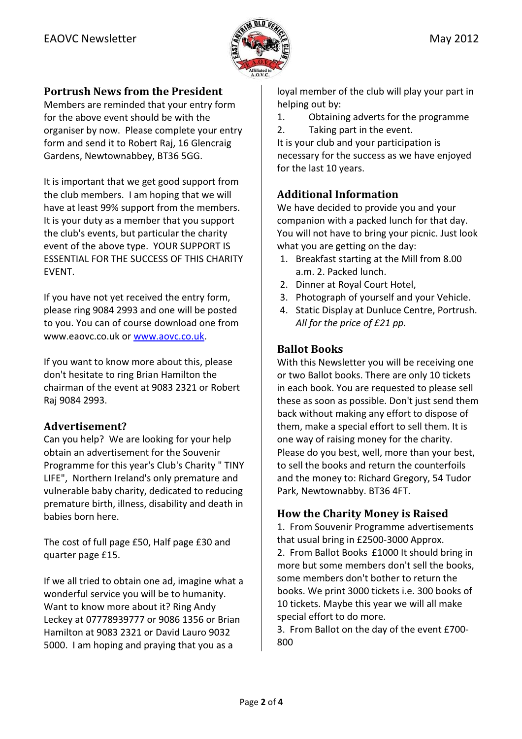## Portrush News from the President

Members are reminded that your entry form for the above event should be with the organiser by now. Please complete your entry form and send it to Robert Raj, 16 Glencraig Gardens, Newtownabbey, BT36 5GG.

It is important that we get good support from the club members. I am hoping that we will have at least 99% support from the members. It is your duty as a member that you support the club's events, but particular the charity event of the above type. YOUR SUPPORT IS ESSENTIAL FOR THE SUCCESS OF THIS CHARITY EVENT.

If you have not yet received the entry form, please ring 9084 2993 and one will be posted to you. You can of course download one from www.eaovc.co.uk or [www.aovc.co.uk](www.aovc.co.uk).

If you want to know more about this, please don't hesitate to ring Brian Hamilton the chairman of the event at 9083 2321 or Robert Raj 9084 2993.

## Advertisement?

Can you help? We are looking for your help obtain an advertisement for the Souvenir Programme for this year's Club's Charity " TINY LIFE", Northern Ireland's only premature and vulnerable baby charity, dedicated to reducing premature birth, illness, disability and death in babies born here.

The cost of full page £50, Half page £30 and quarter page £15.

If we all tried to obtain one ad, imagine what a wonderful service you will be to humanity. Want to know more about it? Ring Andy Leckey at 07778939777 or 9086 1356 or Brian Hamilton at 9083 2321 or David Lauro 9032 5000. I am hoping and praying that you as a loyal member of the club will play your part in helping out by:

1. Obtaining adverts for the programme
2. Taking part in the event.

It is your club and your participation is necessary for the success as we have enjoyed for the last 10 years.

## Additional Information

We have decided to provide you and your companion with a packed lunch for that day. You will not have to bring your picnic. Just look what you are getting on the day:

1. Breakfast starting at the Mill from 8.00 a.m. 2. Packed lunch.
2. Dinner at Royal Court Hotel,
3. Photograph of yourself and your Vehicle.
4. Static Display at Dunluce Centre, Portrush.

*All for the price of £21 pp.*

## Ballot Books

With this Newsletter you will be receiving one or two Ballot books. There are only 10 tickets in each book. You are requested to please sell these as soon as possible. Don't just send them back without making any effort to dispose of them, make a special effort to sell them. It is one way of raising money for the charity. Please do you best, well, more than your best, to sell the books and return the counterfoils and the money to: Richard Gregory, 54 Tudor Park, Newtownabby. BT36 4FT.

## How the Charity Money is Raised

1. From Souvenir Programme advertisements that usual bring in £2500-3000 Approx.
2. From Ballot Books £1000 It should bring in more but some members don't sell the books, some members don't bother to return the books. We print 3000 tickets i.e. 300 books of 10 tickets. Maybe this year we will all make special effort to do more.
3. From Ballot on the day of the event £700-800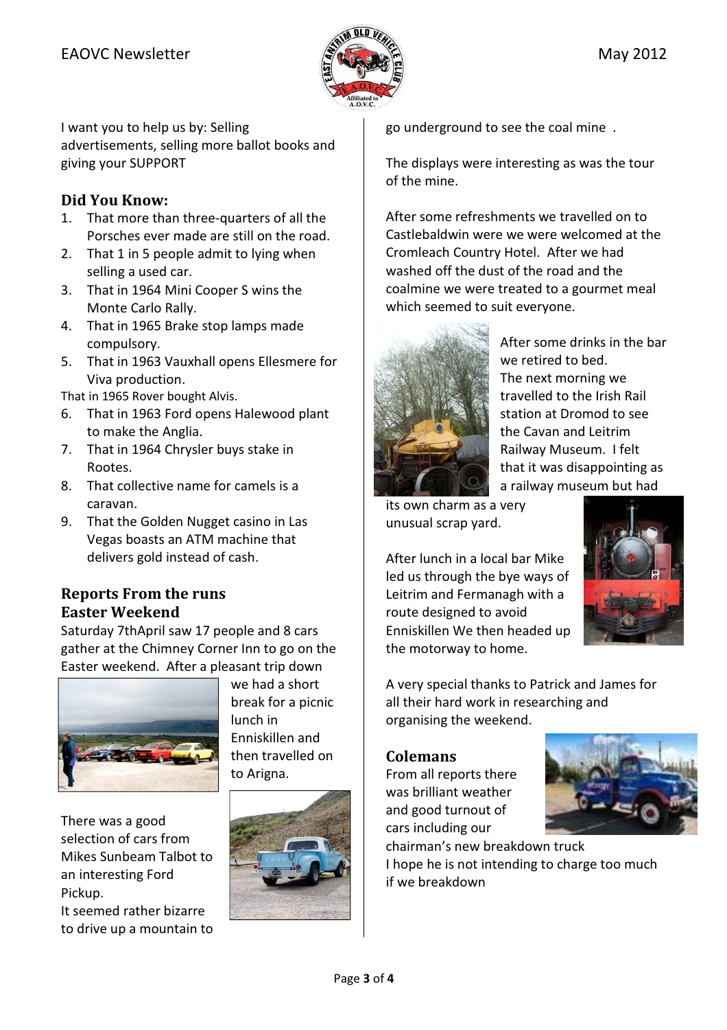I want you to help us by: Selling advertisements, selling more ballot books and giving your SUPPORT

## Did You Know:

1. That more than three-quarters of all the Porsches ever made are still on the road.
2. That 1 in 5 people admit to lying when selling a used car.
3. That in 1964 Mini Cooper S wins the Monte Carlo Rally.
4. That in 1965 Brake stop lamps made compulsory.
5. That in 1963 Vauxhall opens Ellesmere for Viva production.

That in 1965 Rover bought Alvis.

6. That in 1963 Ford opens Halewood plant to make the Anglia.
7. That in 1964 Chrysler buys stake in Rootes.
8. That collective name for camels is a caravan.
9. That the Golden Nugget casino in Las Vegas boasts an ATM machine that delivers gold instead of cash.

## Reports From the runs

## Easter Weekend

Saturday 7thApril saw 17 people and 8 cars gather at the Chimney Corner Inn to go on the Easter weekend. After a pleasant trip down we had a short break for a picnic lunch in Enniskillen and then travelled on to Arigna.

There was a good selection of cars from Mikes Sunbeam Talbot to an interesting Ford Pickup.

It seemed rather bizarre to drive up a mountain to go underground to see the coal mine .

The displays were interesting as was the tour of the mine.

After some refreshments we travelled on to Castlebaldwin were we were welcomed at the Cromleach Country Hotel. After we had washed off the dust of the road and the coalmine we were treated to a gourmet meal which seemed to suit everyone.

After some drinks in the bar we retired to bed. The next morning we travelled to the Irish Rail station at Dromod to see the Cavan and Leitrim Railway Museum. I felt that it was disappointing as a railway museum but had its own charm as a very unusual scrap yard.

After lunch in a local bar Mike led us through the bye ways of Leitrim and Fermanagh with a route designed to avoid Enniskillen We then headed up the motorway to home.

A very special thanks to Patrick and James for all their hard work in researching and organising the weekend.

## Colemans

From all reports there was brilliant weather and good turnout of cars including our chairman's new breakdown truck

I hope he is not intending to charge too much if we breakdown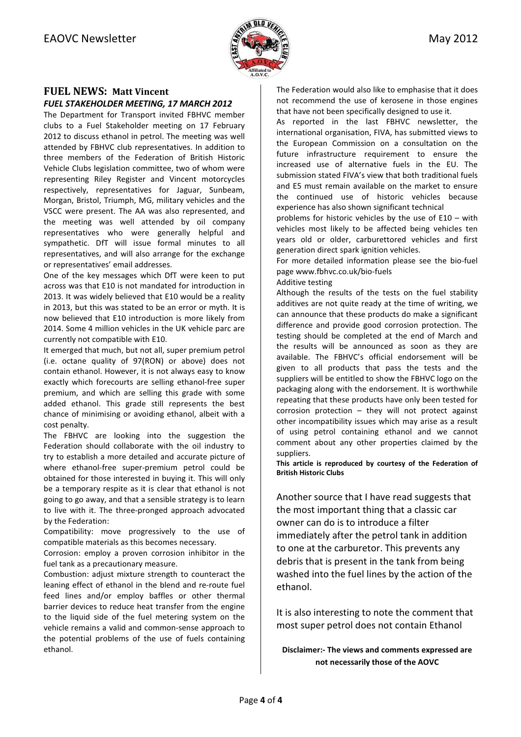## FUEL NEWS: Matt Vincent

### *FUEL STAKEHOLDER MEETING, 17 MARCH 2012*

The Department for Transport invited FBHVC member clubs to a Fuel Stakeholder meeting on 17 February 2012 to discuss ethanol in petrol. The meeting was well attended by FBHVC club representatives. In addition to three members of the Federation of British Historic Vehicle Clubs legislation committee, two of whom were representing Riley Register and Vincent motorcycles respectively, representatives for Jaguar, Sunbeam, Morgan, Bristol, Triumph, MG, military vehicles and the VSCC were present. The AA was also represented, and the meeting was well attended by oil company representatives who were generally helpful and sympathetic. DfT will issue formal minutes to all representatives, and will also arrange for the exchange or representatives' email addresses.

One of the key messages which DfT were keen to put across was that E10 is not mandated for introduction in 2013. It was widely believed that E10 would be a reality in 2013, but this was stated to be an error or myth. It is now believed that E10 introduction is more likely from 2014. Some 4 million vehicles in the UK vehicle parc are currently not compatible with E10.

It emerged that much, but not all, super premium petrol (i.e. octane quality of 97(RON) or above) does not contain ethanol. However, it is not always easy to know exactly which forecourts are selling ethanol-free super premium, and which are selling this grade with some added ethanol. This grade still represents the best chance of minimising or avoiding ethanol, albeit with a cost penalty.

The FBHVC are looking into the suggestion the Federation should collaborate with the oil industry to try to establish a more detailed and accurate picture of where ethanol-free super-premium petrol could be obtained for those interested in buying it. This will only be a temporary respite as it is clear that ethanol is not going to go away, and that a sensible strategy is to learn to live with it. The three-pronged approach advocated by the Federation:

Compatibility: move progressively to the use of compatible materials as this becomes necessary.

Corrosion: employ a proven corrosion inhibitor in the fuel tank as a precautionary measure.

Combustion: adjust mixture strength to counteract the leaning effect of ethanol in the blend and re-route fuel feed lines and/or employ baffles or other thermal barrier devices to reduce heat transfer from the engine to the liquid side of the fuel metering system on the vehicle remains a valid and common-sense approach to the potential problems of the use of fuels containing ethanol.

The Federation would also like to emphasise that it does not recommend the use of kerosene in those engines that have not been specifically designed to use it.

As reported in the last FBHVC newsletter, the international organisation, FIVA, has submitted views to the European Commission on a consultation on the future infrastructure requirement to ensure the increased use of alternative fuels in the EU. The submission stated FIVA's view that both traditional fuels and E5 must remain available on the market to ensure the continued use of historic vehicles because experience has also shown significant technical problems for historic vehicles by the use of E10 – with vehicles most likely to be affected being vehicles ten years old or older, carburettored vehicles and first generation direct spark ignition vehicles.

For more detailed information please see the bio-fuel page www.fbhvc.co.uk/bio-fuels

Additive testing

Although the results of the tests on the fuel stability additives are not quite ready at the time of writing, we can announce that these products do make a significant difference and provide good corrosion protection. The testing should be completed at the end of March and the results will be announced as soon as they are available. The FBHVC's official endorsement will be given to all products that pass the tests and the suppliers will be entitled to show the FBHVC logo on the packaging along with the endorsement. It is worthwhile repeating that these products have only been tested for corrosion protection – they will not protect against other incompatibility issues which may arise as a result of using petrol containing ethanol and we cannot comment about any other properties claimed by the suppliers.

**This article is reproduced by courtesy of the Federation of British Historic Clubs**

Another source that I have read suggests that the most important thing that a classic car owner can do is to introduce a filter immediately after the petrol tank in addition to one at the carburetor. This prevents any debris that is present in the tank from being washed into the fuel lines by the action of the ethanol.

It is also interesting to note the comment that most super petrol does not contain Ethanol

**Disclaimer:- The views and comments expressed are not necessarily those of the AOVC**